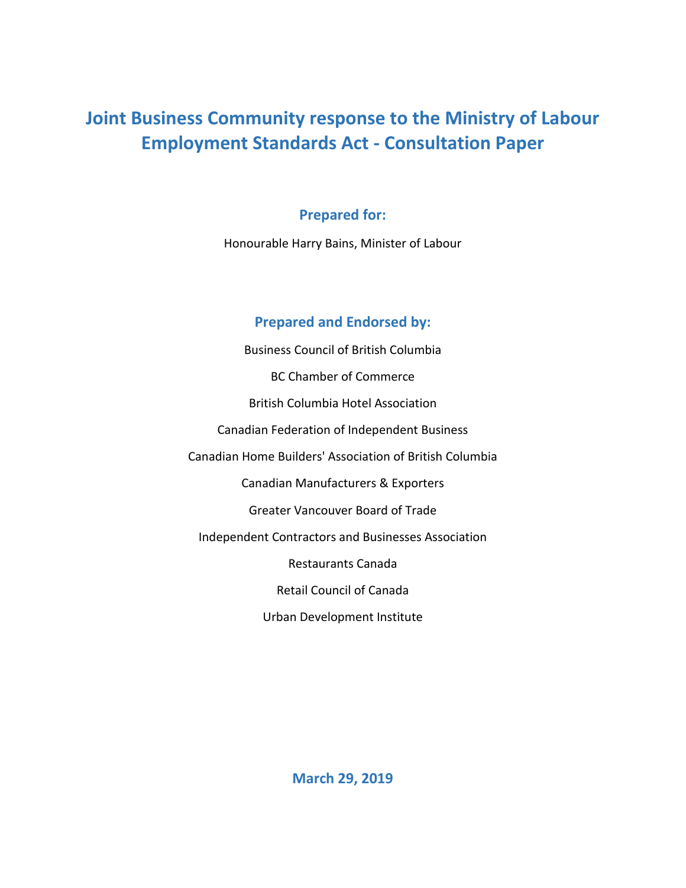# Joint Business Community response to the Ministry of Labour Employment Standards Act - Consultation Paper

## Prepared for:

Honourable Harry Bains, Minister of Labour

## Prepared and Endorsed by:

Business Council of British Columbia

BC Chamber of Commerce

British Columbia Hotel Association

Canadian Federation of Independent Business

Canadian Home Builders' Association of British Columbia

Canadian Manufacturers & Exporters

Greater Vancouver Board of Trade

Independent Contractors and Businesses Association

Restaurants Canada

Retail Council of Canada

Urban Development Institute

**March 29, 2019**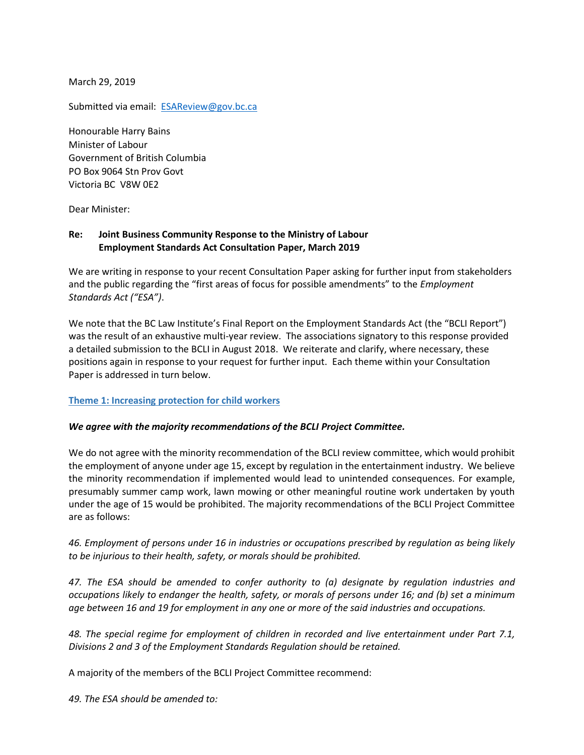March 29, 2019

Submitted via email: ESAReview@gov.bc.ca

Honourable Harry Bains
Minister of Labour
Government of British Columbia
PO Box 9064 Stn Prov Govt
Victoria BC V8W 0E2

Dear Minister:

**Re: Joint Business Community Response to the Ministry of Labour Employment Standards Act Consultation Paper, March 2019**

We are writing in response to your recent Consultation Paper asking for further input from stakeholders and the public regarding the "first areas of focus for possible amendments" to the *Employment Standards Act ("ESA")*.

We note that the BC Law Institute's Final Report on the Employment Standards Act (the "BCLI Report") was the result of an exhaustive multi-year review. The associations signatory to this response provided a detailed submission to the BCLI in August 2018. We reiterate and clarify, where necessary, these positions again in response to your request for further input. Each theme within your Consultation Paper is addressed in turn below.

## Theme 1: Increasing protection for child workers

***We agree with the majority recommendations of the BCLI Project Committee.***

We do not agree with the minority recommendation of the BCLI review committee, which would prohibit the employment of anyone under age 15, except by regulation in the entertainment industry. We believe the minority recommendation if implemented would lead to unintended consequences. For example, presumably summer camp work, lawn mowing or other meaningful routine work undertaken by youth under the age of 15 would be prohibited. The majority recommendations of the BCLI Project Committee are as follows:

*46. Employment of persons under 16 in industries or occupations prescribed by regulation as being likely to be injurious to their health, safety, or morals should be prohibited.*

*47. The ESA should be amended to confer authority to (a) designate by regulation industries and occupations likely to endanger the health, safety, or morals of persons under 16; and (b) set a minimum age between 16 and 19 for employment in any one or more of the said industries and occupations.*

*48. The special regime for employment of children in recorded and live entertainment under Part 7.1, Divisions 2 and 3 of the Employment Standards Regulation should be retained.*

A majority of the members of the BCLI Project Committee recommend:

*49. The ESA should be amended to:*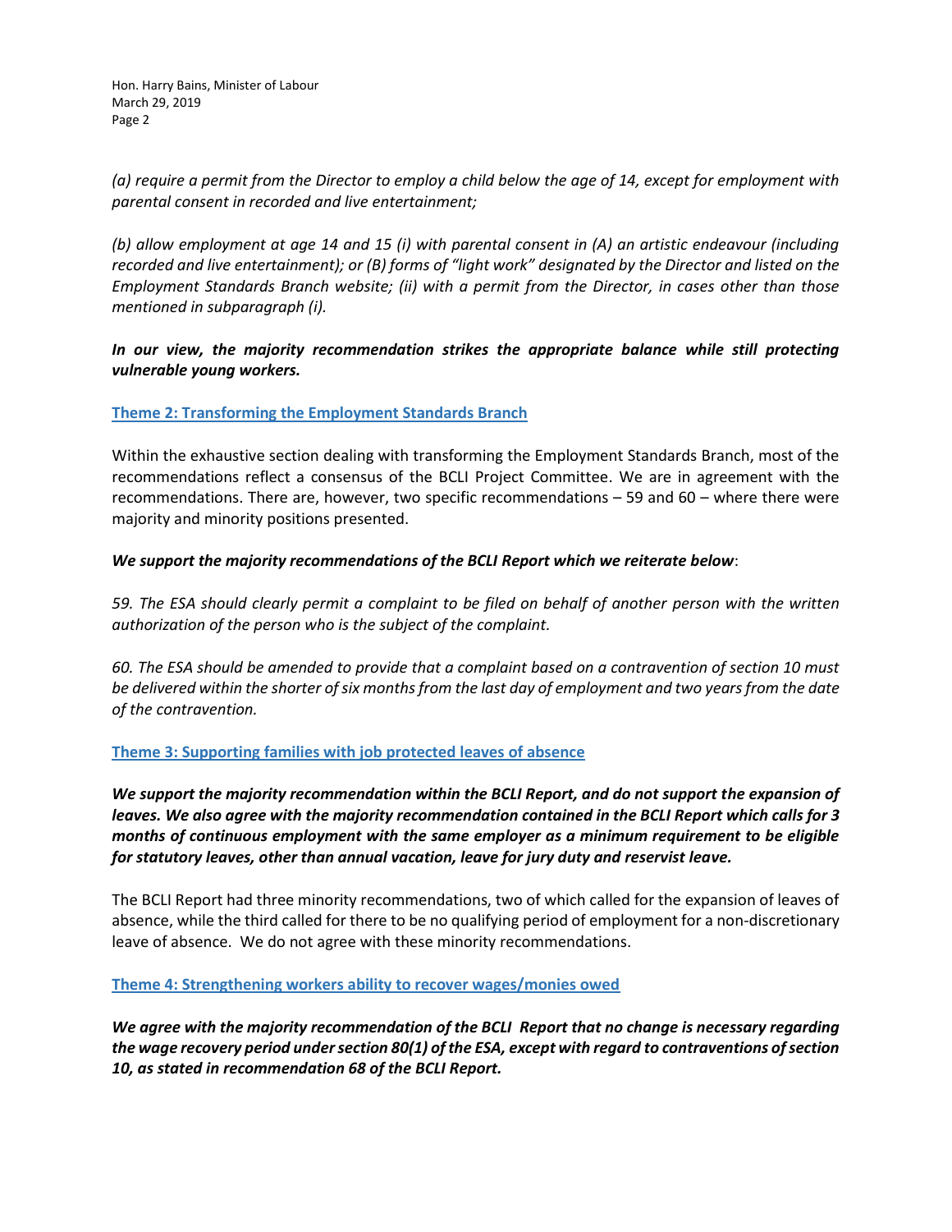*(a) require a permit from the Director to employ a child below the age of 14, except for employment with parental consent in recorded and live entertainment;*

*(b) allow employment at age 14 and 15 (i) with parental consent in (A) an artistic endeavour (including recorded and live entertainment); or (B) forms of "light work" designated by the Director and listed on the Employment Standards Branch website; (ii) with a permit from the Director, in cases other than those mentioned in subparagraph (i).*

***In our view, the majority recommendation strikes the appropriate balance while still protecting vulnerable young workers.***

## Theme 2: Transforming the Employment Standards Branch

Within the exhaustive section dealing with transforming the Employment Standards Branch, most of the recommendations reflect a consensus of the BCLI Project Committee. We are in agreement with the recommendations. There are, however, two specific recommendations – 59 and 60 – where there were majority and minority positions presented.

***We support the majority recommendations of the BCLI Report which we reiterate below***:

*59. The ESA should clearly permit a complaint to be filed on behalf of another person with the written authorization of the person who is the subject of the complaint.*

*60. The ESA should be amended to provide that a complaint based on a contravention of section 10 must be delivered within the shorter of six months from the last day of employment and two years from the date of the contravention.*

## Theme 3: Supporting families with job protected leaves of absence

***We support the majority recommendation within the BCLI Report, and do not support the expansion of leaves. We also agree with the majority recommendation contained in the BCLI Report which calls for 3 months of continuous employment with the same employer as a minimum requirement to be eligible for statutory leaves, other than annual vacation, leave for jury duty and reservist leave.***

The BCLI Report had three minority recommendations, two of which called for the expansion of leaves of absence, while the third called for there to be no qualifying period of employment for a non-discretionary leave of absence. We do not agree with these minority recommendations.

## Theme 4: Strengthening workers ability to recover wages/monies owed

***We agree with the majority recommendation of the BCLI Report that no change is necessary regarding the wage recovery period under section 80(1) of the ESA, except with regard to contraventions of section 10, as stated in recommendation 68 of the BCLI Report.***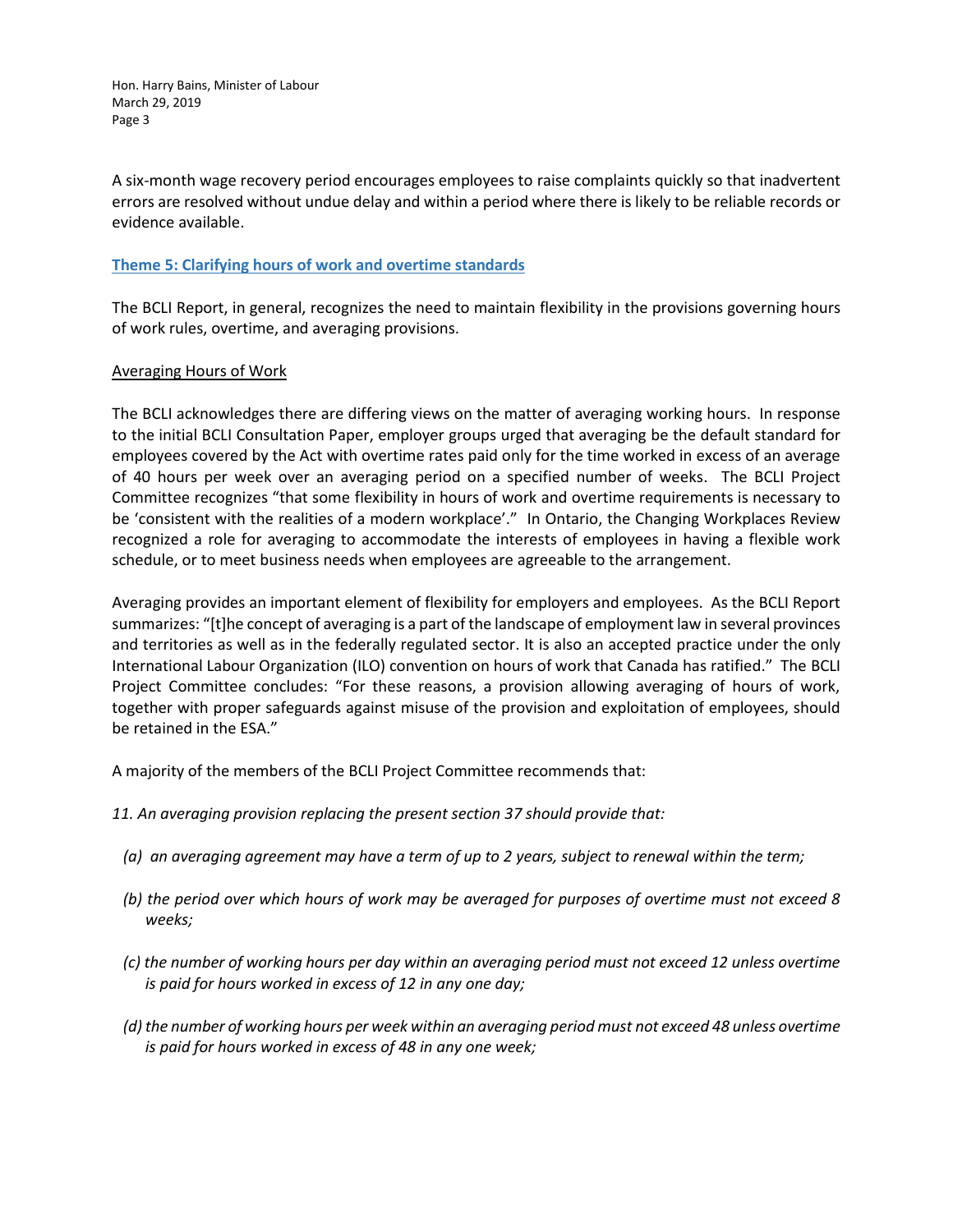A six-month wage recovery period encourages employees to raise complaints quickly so that inadvertent errors are resolved without undue delay and within a period where there is likely to be reliable records or evidence available.

## Theme 5: Clarifying hours of work and overtime standards

The BCLI Report, in general, recognizes the need to maintain flexibility in the provisions governing hours of work rules, overtime, and averaging provisions.

### Averaging Hours of Work

The BCLI acknowledges there are differing views on the matter of averaging working hours. In response to the initial BCLI Consultation Paper, employer groups urged that averaging be the default standard for employees covered by the Act with overtime rates paid only for the time worked in excess of an average of 40 hours per week over an averaging period on a specified number of weeks. The BCLI Project Committee recognizes "that some flexibility in hours of work and overtime requirements is necessary to be 'consistent with the realities of a modern workplace'." In Ontario, the Changing Workplaces Review recognized a role for averaging to accommodate the interests of employees in having a flexible work schedule, or to meet business needs when employees are agreeable to the arrangement.

Averaging provides an important element of flexibility for employers and employees. As the BCLI Report summarizes: "[t]he concept of averaging is a part of the landscape of employment law in several provinces and territories as well as in the federally regulated sector. It is also an accepted practice under the only International Labour Organization (ILO) convention on hours of work that Canada has ratified." The BCLI Project Committee concludes: "For these reasons, a provision allowing averaging of hours of work, together with proper safeguards against misuse of the provision and exploitation of employees, should be retained in the ESA."

A majority of the members of the BCLI Project Committee recommends that:

*11. An averaging provision replacing the present section 37 should provide that:*

*(a) an averaging agreement may have a term of up to 2 years, subject to renewal within the term;*

*(b) the period over which hours of work may be averaged for purposes of overtime must not exceed 8 weeks;*

*(c) the number of working hours per day within an averaging period must not exceed 12 unless overtime is paid for hours worked in excess of 12 in any one day;*

*(d) the number of working hours per week within an averaging period must not exceed 48 unless overtime is paid for hours worked in excess of 48 in any one week;*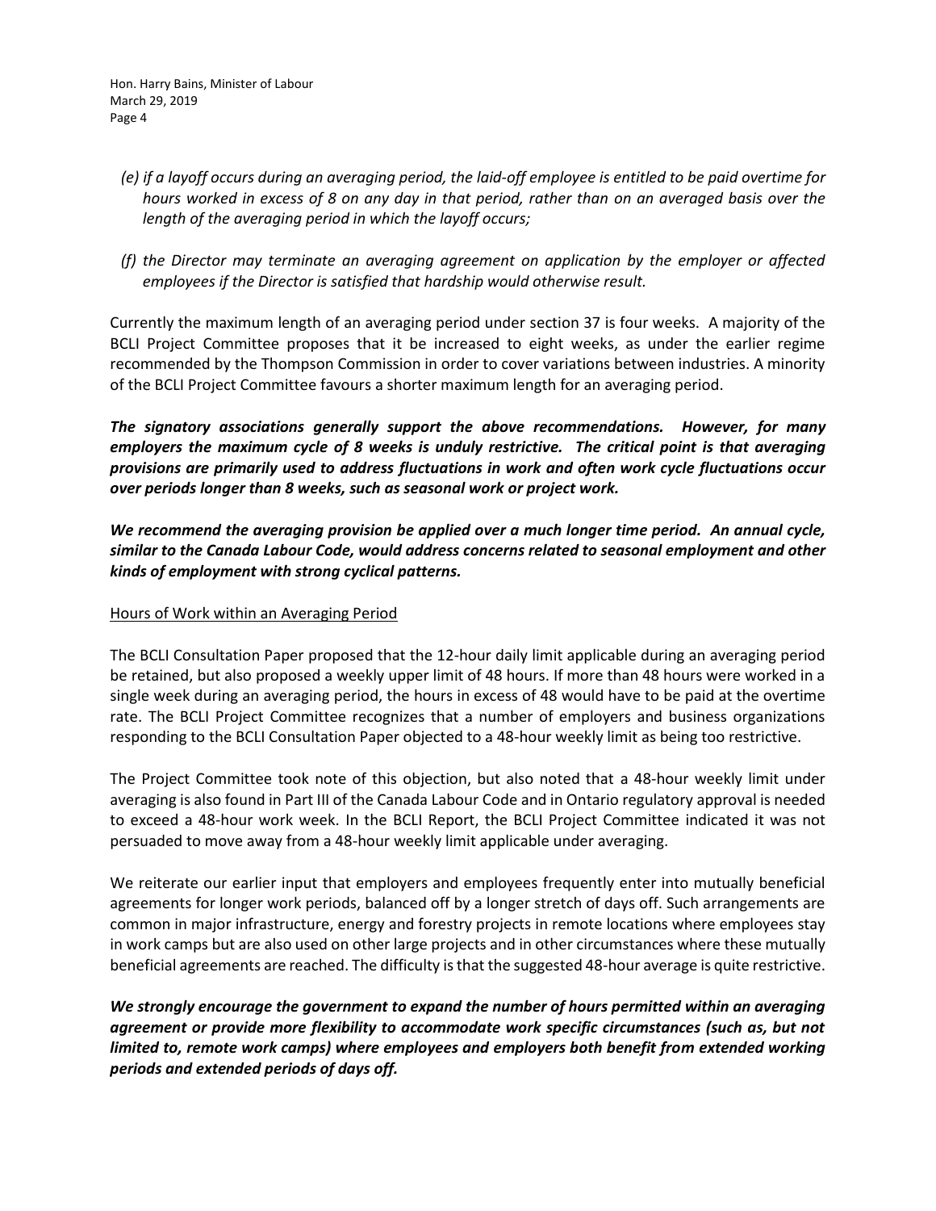*(e) if a layoff occurs during an averaging period, the laid-off employee is entitled to be paid overtime for hours worked in excess of 8 on any day in that period, rather than on an averaged basis over the length of the averaging period in which the layoff occurs;*

*(f) the Director may terminate an averaging agreement on application by the employer or affected employees if the Director is satisfied that hardship would otherwise result.*

Currently the maximum length of an averaging period under section 37 is four weeks. A majority of the BCLI Project Committee proposes that it be increased to eight weeks, as under the earlier regime recommended by the Thompson Commission in order to cover variations between industries. A minority of the BCLI Project Committee favours a shorter maximum length for an averaging period.

***The signatory associations generally support the above recommendations. However, for many employers the maximum cycle of 8 weeks is unduly restrictive. The critical point is that averaging provisions are primarily used to address fluctuations in work and often work cycle fluctuations occur over periods longer than 8 weeks, such as seasonal work or project work.***

***We recommend the averaging provision be applied over a much longer time period. An annual cycle, similar to the Canada Labour Code, would address concerns related to seasonal employment and other kinds of employment with strong cyclical patterns.***

<u>Hours of Work within an Averaging Period</u>

The BCLI Consultation Paper proposed that the 12-hour daily limit applicable during an averaging period be retained, but also proposed a weekly upper limit of 48 hours. If more than 48 hours were worked in a single week during an averaging period, the hours in excess of 48 would have to be paid at the overtime rate. The BCLI Project Committee recognizes that a number of employers and business organizations responding to the BCLI Consultation Paper objected to a 48-hour weekly limit as being too restrictive.

The Project Committee took note of this objection, but also noted that a 48-hour weekly limit under averaging is also found in Part III of the Canada Labour Code and in Ontario regulatory approval is needed to exceed a 48-hour work week. In the BCLI Report, the BCLI Project Committee indicated it was not persuaded to move away from a 48-hour weekly limit applicable under averaging.

We reiterate our earlier input that employers and employees frequently enter into mutually beneficial agreements for longer work periods, balanced off by a longer stretch of days off. Such arrangements are common in major infrastructure, energy and forestry projects in remote locations where employees stay in work camps but are also used on other large projects and in other circumstances where these mutually beneficial agreements are reached. The difficulty is that the suggested 48-hour average is quite restrictive.

***We strongly encourage the government to expand the number of hours permitted within an averaging agreement or provide more flexibility to accommodate work specific circumstances (such as, but not limited to, remote work camps) where employees and employers both benefit from extended working periods and extended periods of days off.***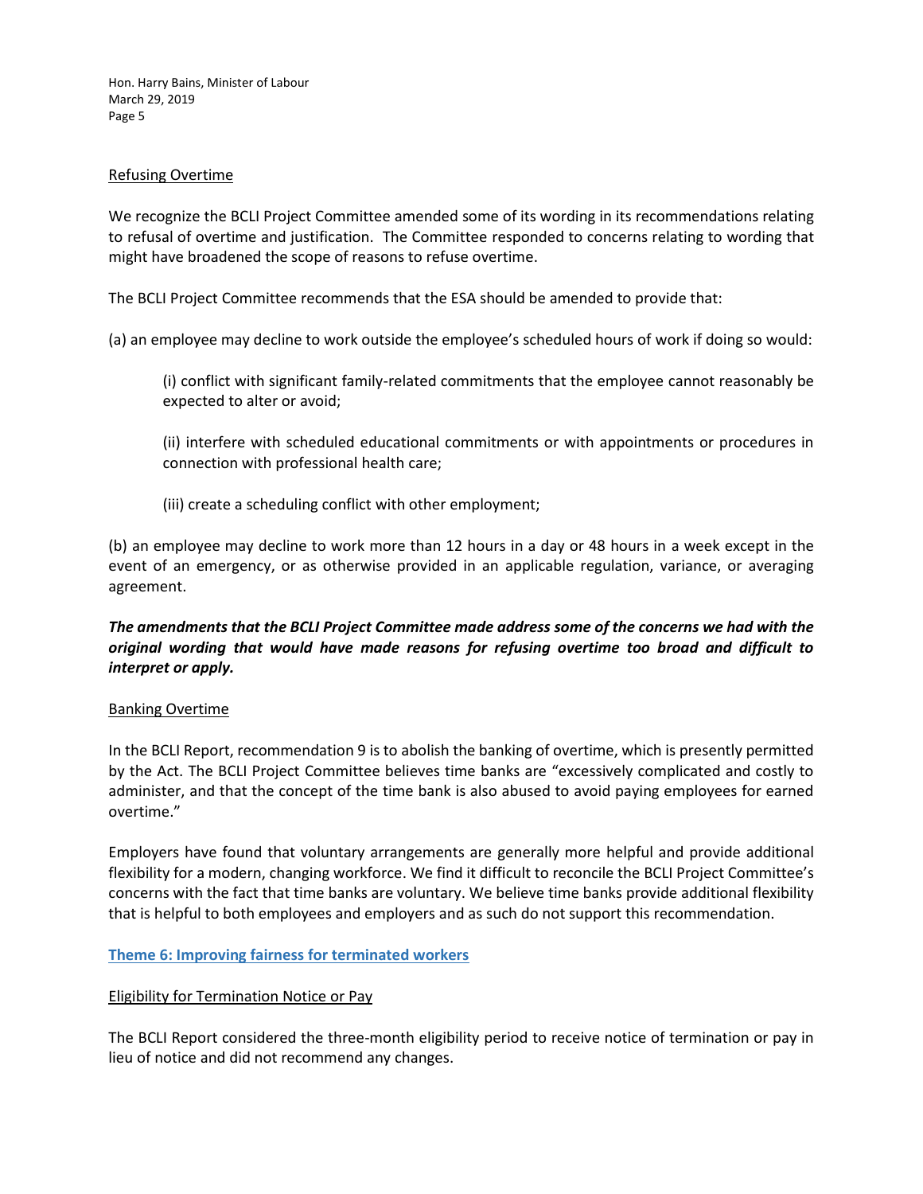Refusing Overtime

We recognize the BCLI Project Committee amended some of its wording in its recommendations relating to refusal of overtime and justification. The Committee responded to concerns relating to wording that might have broadened the scope of reasons to refuse overtime.

The BCLI Project Committee recommends that the ESA should be amended to provide that:

(a) an employee may decline to work outside the employee's scheduled hours of work if doing so would:

> (i) conflict with significant family-related commitments that the employee cannot reasonably be expected to alter or avoid;
>
> (ii) interfere with scheduled educational commitments or with appointments or procedures in connection with professional health care;
>
> (iii) create a scheduling conflict with other employment;

(b) an employee may decline to work more than 12 hours in a day or 48 hours in a week except in the event of an emergency, or as otherwise provided in an applicable regulation, variance, or averaging agreement.

***The amendments that the BCLI Project Committee made address some of the concerns we had with the original wording that would have made reasons for refusing overtime too broad and difficult to interpret or apply.***

Banking Overtime

In the BCLI Report, recommendation 9 is to abolish the banking of overtime, which is presently permitted by the Act. The BCLI Project Committee believes time banks are "excessively complicated and costly to administer, and that the concept of the time bank is also abused to avoid paying employees for earned overtime."

Employers have found that voluntary arrangements are generally more helpful and provide additional flexibility for a modern, changing workforce. We find it difficult to reconcile the BCLI Project Committee's concerns with the fact that time banks are voluntary. We believe time banks provide additional flexibility that is helpful to both employees and employers and as such do not support this recommendation.

## Theme 6: Improving fairness for terminated workers

Eligibility for Termination Notice or Pay

The BCLI Report considered the three-month eligibility period to receive notice of termination or pay in lieu of notice and did not recommend any changes.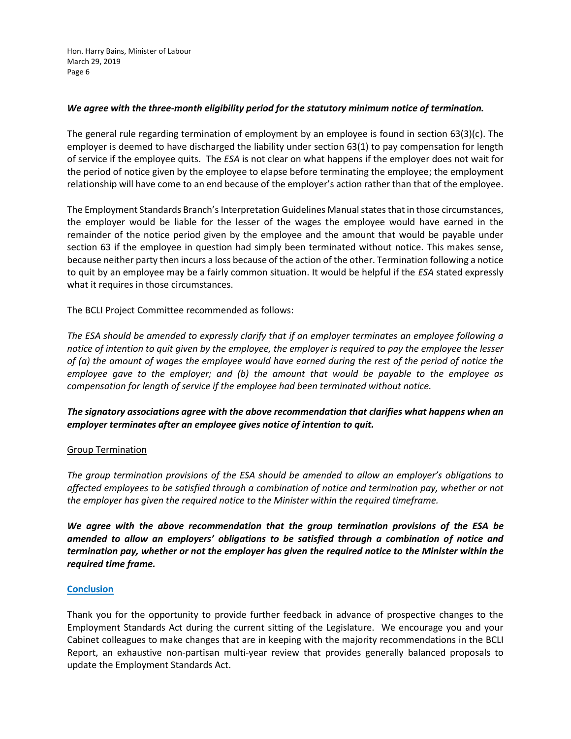***We agree with the three-month eligibility period for the statutory minimum notice of termination.***

The general rule regarding termination of employment by an employee is found in section 63(3)(c). The employer is deemed to have discharged the liability under section 63(1) to pay compensation for length of service if the employee quits. The *ESA* is not clear on what happens if the employer does not wait for the period of notice given by the employee to elapse before terminating the employee; the employment relationship will have come to an end because of the employer's action rather than that of the employee.

The Employment Standards Branch's Interpretation Guidelines Manual states that in those circumstances, the employer would be liable for the lesser of the wages the employee would have earned in the remainder of the notice period given by the employee and the amount that would be payable under section 63 if the employee in question had simply been terminated without notice. This makes sense, because neither party then incurs a loss because of the action of the other. Termination following a notice to quit by an employee may be a fairly common situation. It would be helpful if the *ESA* stated expressly what it requires in those circumstances.

The BCLI Project Committee recommended as follows:

*The ESA should be amended to expressly clarify that if an employer terminates an employee following a notice of intention to quit given by the employee, the employer is required to pay the employee the lesser of (a) the amount of wages the employee would have earned during the rest of the period of notice the employee gave to the employer; and (b) the amount that would be payable to the employee as compensation for length of service if the employee had been terminated without notice.*

***The signatory associations agree with the above recommendation that clarifies what happens when an employer terminates after an employee gives notice of intention to quit.***

<u>Group Termination</u>

*The group termination provisions of the ESA should be amended to allow an employer's obligations to affected employees to be satisfied through a combination of notice and termination pay, whether or not the employer has given the required notice to the Minister within the required timeframe.*

***We agree with the above recommendation that the group termination provisions of the ESA be amended to allow an employers' obligations to be satisfied through a combination of notice and termination pay, whether or not the employer has given the required notice to the Minister within the required time frame.***

## **<u>Conclusion</u>**

Thank you for the opportunity to provide further feedback in advance of prospective changes to the Employment Standards Act during the current sitting of the Legislature. We encourage you and your Cabinet colleagues to make changes that are in keeping with the majority recommendations in the BCLI Report, an exhaustive non-partisan multi-year review that provides generally balanced proposals to update the Employment Standards Act.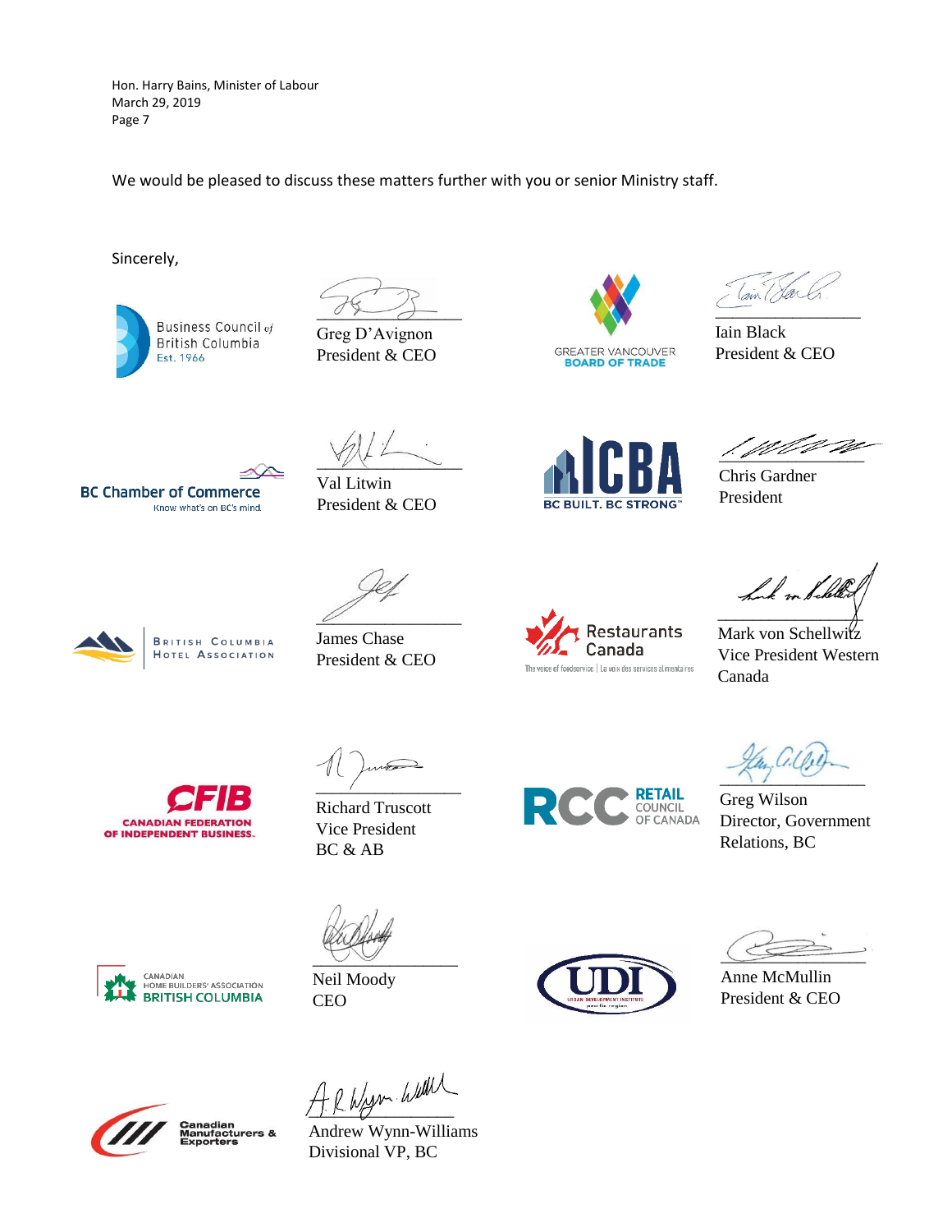Hon. Harry Bains, Minister of Labour
March 29, 2019
Page 7

We would be pleased to discuss these matters further with you or senior Ministry staff.

Sincerely,

Business Council of British Columbia
Est. 1966

Greg D'Avignon
President & CEO

GREATER VANCOUVER BOARD OF TRADE

Iain Black
President & CEO

BC Chamber of Commerce
Know what's on BC's mind.

Val Litwin
President & CEO

ICBA
BC BUILT. BC STRONG™

Chris Gardner
President

British Columbia Hotel Association

James Chase
President & CEO

Restaurants Canada
The voice of foodservice | La voix des services alimentaires

Mark von Schellwitz
Vice President Western Canada

CFIB
CANADIAN FEDERATION OF INDEPENDENT BUSINESS.

Richard Truscott
Vice President
BC & AB

RCC RETAIL COUNCIL OF CANADA

Greg Wilson
Director, Government Relations, BC

CANADIAN HOME BUILDERS' ASSOCIATION BRITISH COLUMBIA

Neil Moody
CEO

UDI
URBAN DEVELOPMENT INSTITUTE pacific region

Anne McMullin
President & CEO

Canadian Manufacturers & Exporters

Andrew Wynn-Williams
Divisional VP, BC